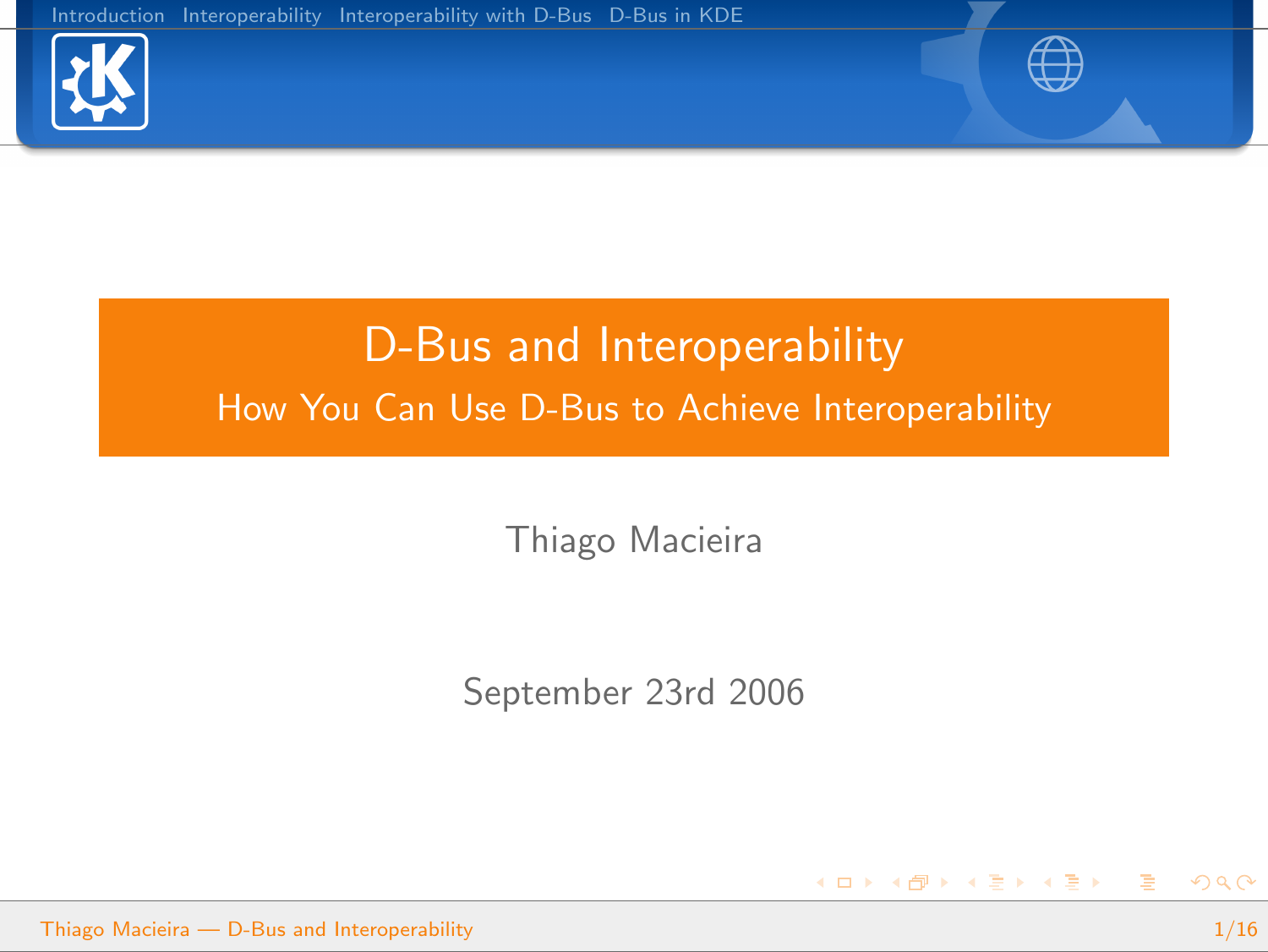# D-Bus and Interoperability

## How You Can Use D-Bus to Achieve Interoperability

Thiago Macieira

September 23rd 2006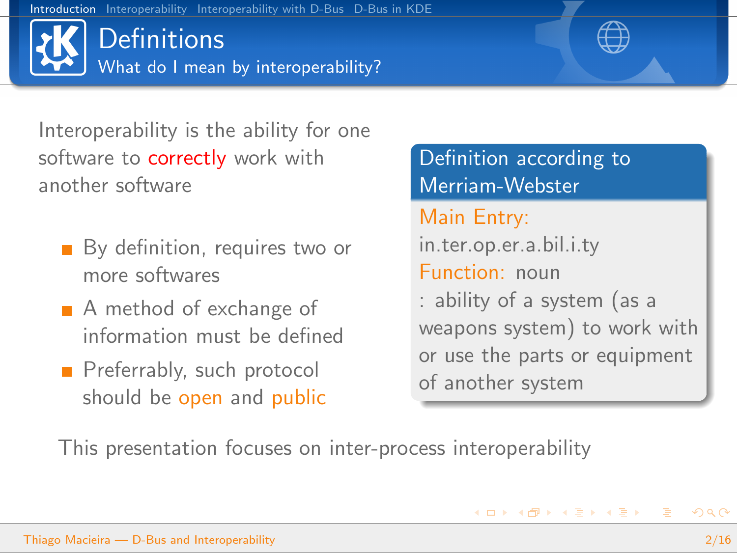# Definitions

## What do I mean by interoperability?

Interoperability is the ability for one software to **correctly** work with another software

- By definition, requires two or more softwares
- A method of exchange of information must be defined
- Preferrably, such protocol should be *open* and *public*

**Definition according to Merriam-Webster**

*Main Entry:* in.ter.op.er.a.bil.i.ty
*Function:* noun
: ability of a system (as a weapons system) to work with or use the parts or equipment of another system

This presentation focuses on inter-process interoperability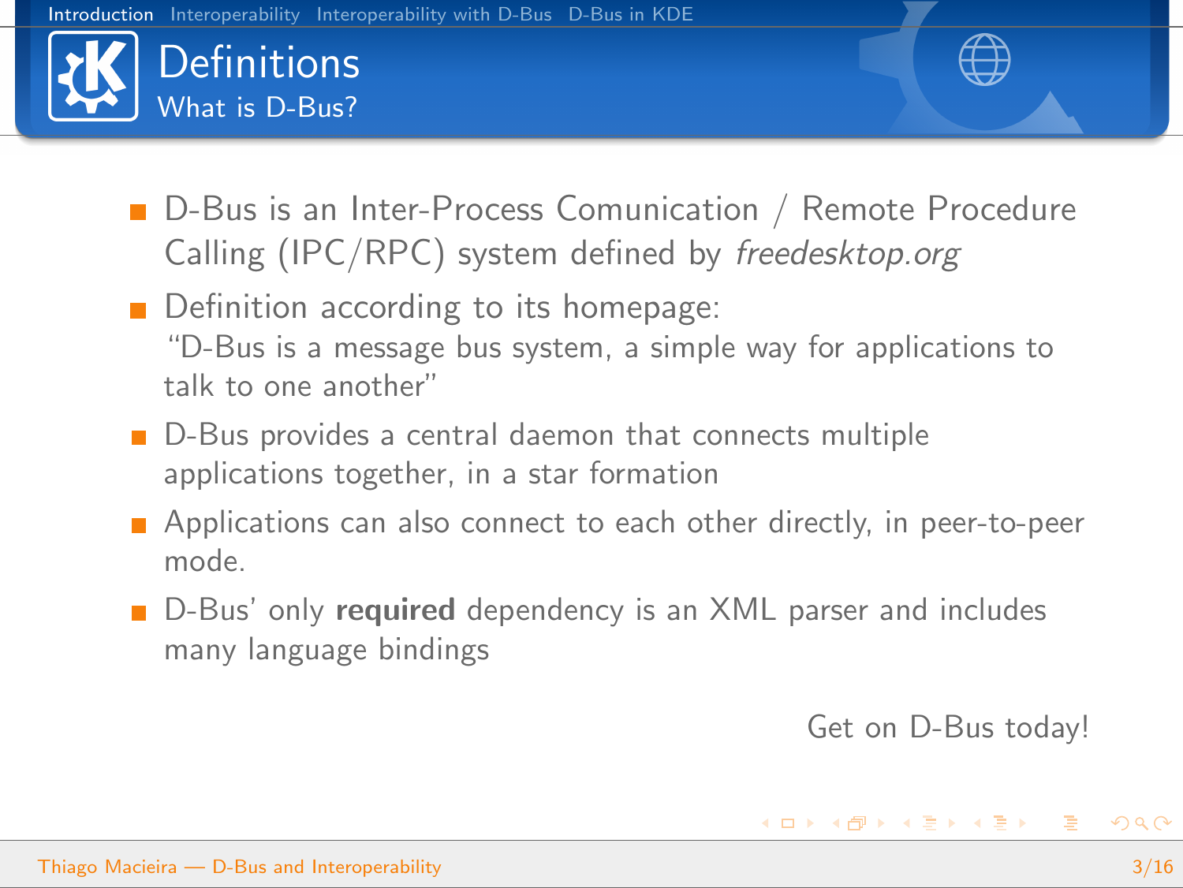# Definitions

## What is D-Bus?

- D-Bus is an Inter-Process Comunication / Remote Procedure Calling (IPC/RPC) system defined by *freedesktop.org*
- Definition according to its homepage:
  "D-Bus is a message bus system, a simple way for applications to talk to one another"
- D-Bus provides a central daemon that connects multiple applications together, in a star formation
- Applications can also connect to each other directly, in peer-to-peer mode.
- D-Bus' only **required** dependency is an XML parser and includes many language bindings

Get on D-Bus today!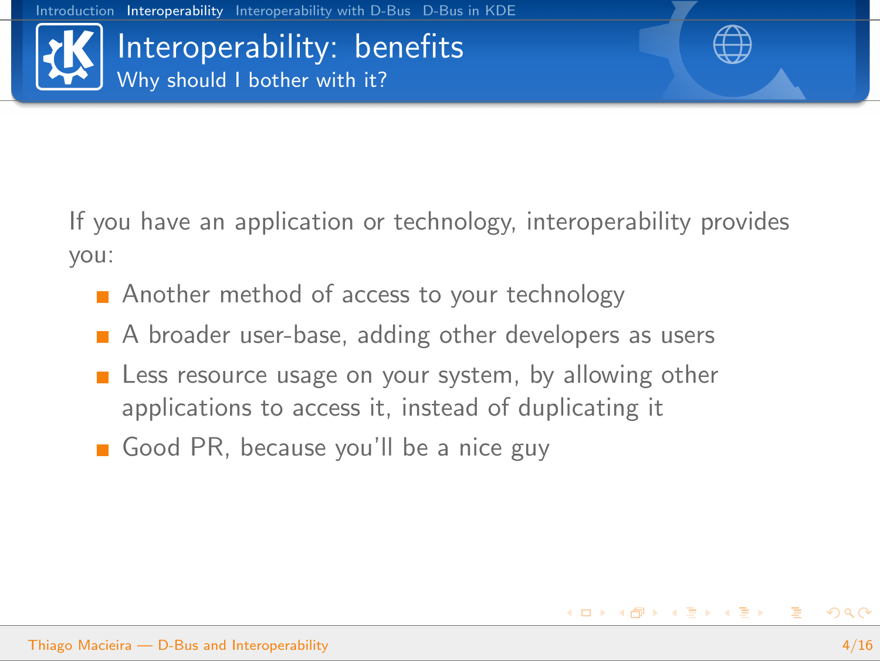# Interoperability: benefits

## Why should I bother with it?

If you have an application or technology, interoperability provides you:

- Another method of access to your technology
- A broader user-base, adding other developers as users
- Less resource usage on your system, by allowing other applications to access it, instead of duplicating it
- Good PR, because you'll be a nice guy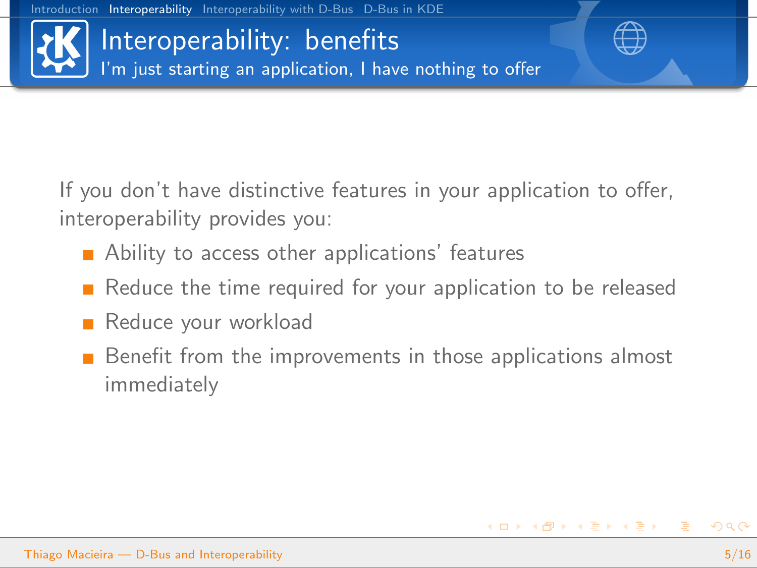# Interoperability: benefits

## I'm just starting an application, I have nothing to offer

If you don't have distinctive features in your application to offer, interoperability provides you:

- Ability to access other applications' features
- Reduce the time required for your application to be released
- Reduce your workload
- Benefit from the improvements in those applications almost immediately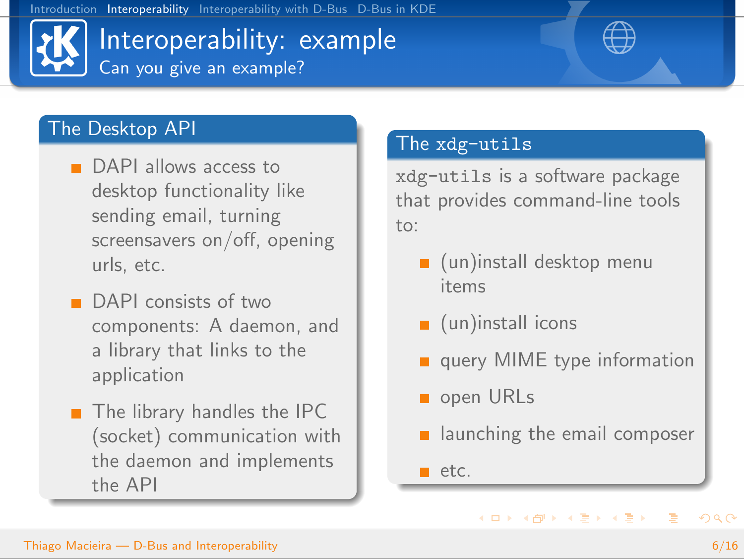# Interoperability: example

Can you give an example?

## The Desktop API

- DAPI allows access to desktop functionality like sending email, turning screensavers on/off, opening urls, etc.
- DAPI consists of two components: A daemon, and a library that links to the application
- The library handles the IPC (socket) communication with the daemon and implements the API

## The `xdg-utils`

`xdg-utils` is a software package that provides command-line tools to:

- (un)install desktop menu items
- (un)install icons
- query MIME type information
- open URLs
- launching the email composer
- etc.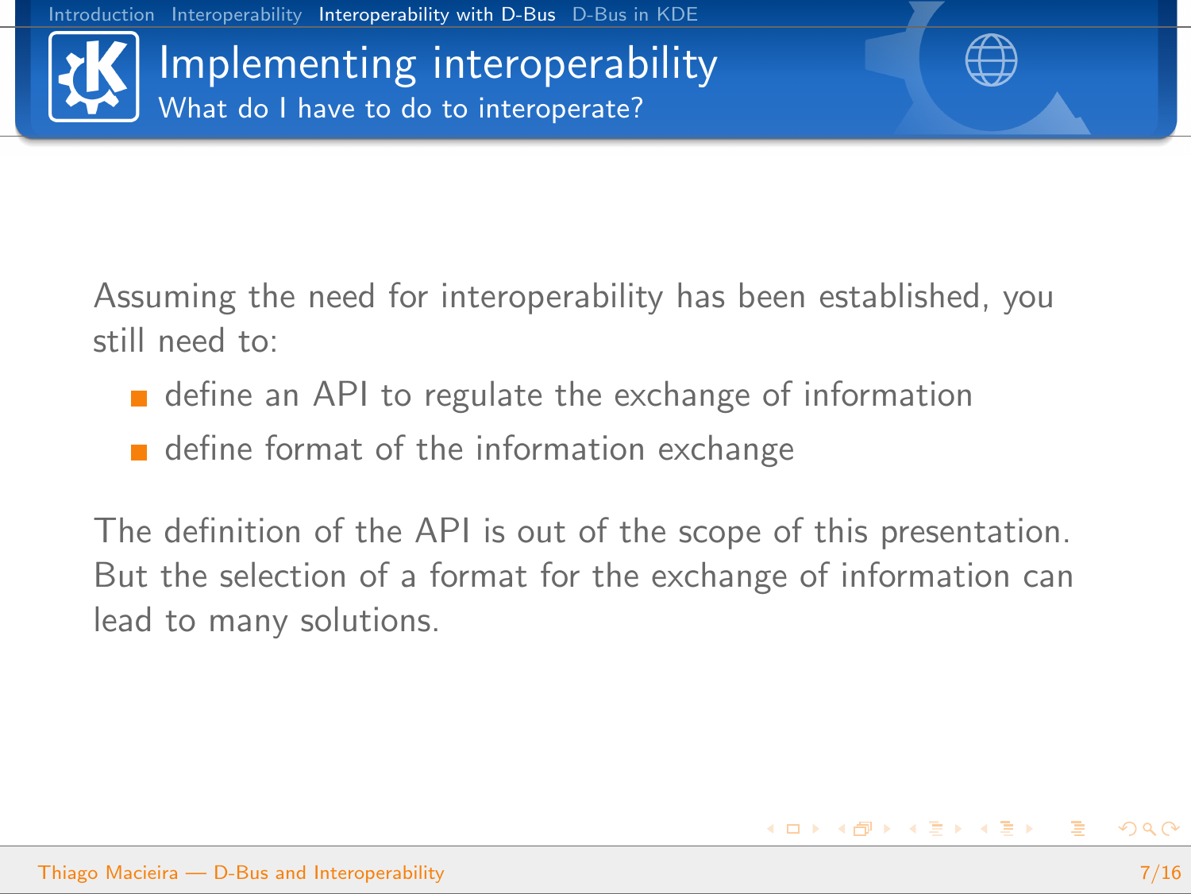# Implementing interoperability

## What do I have to do to interoperate?

Assuming the need for interoperability has been established, you still need to:

- define an API to regulate the exchange of information
- define format of the information exchange

The definition of the API is out of the scope of this presentation. But the selection of a format for the exchange of information can lead to many solutions.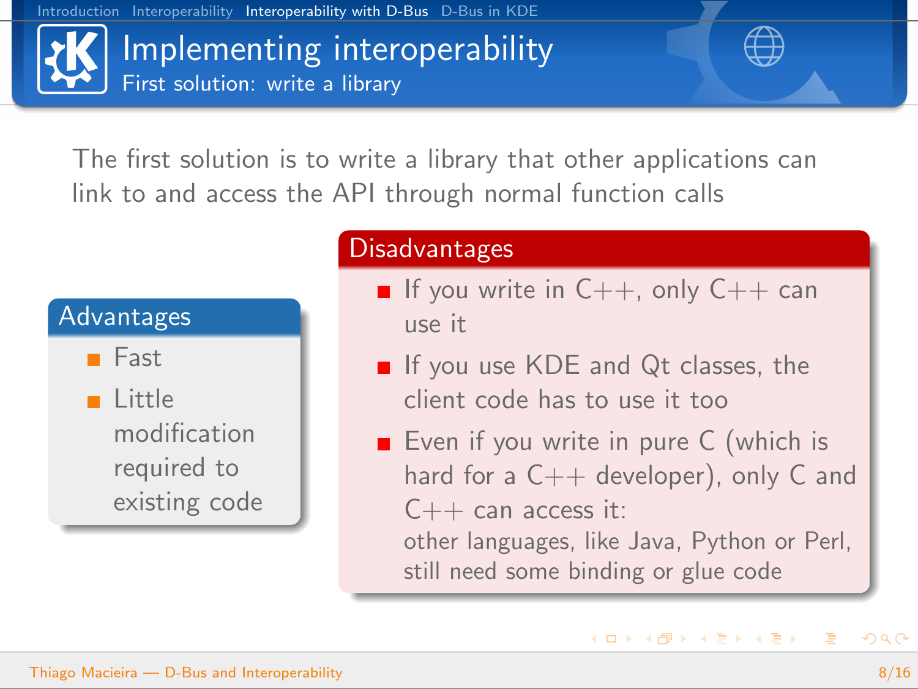# Implementing interoperability

## First solution: write a library

The first solution is to write a library that other applications can link to and access the API through normal function calls

### Advantages

- Fast
- Little modification required to existing code

### Disadvantages

- If you write in C++, only C++ can use it
- If you use KDE and Qt classes, the client code has to use it too
- Even if you write in pure C (which is hard for a C++ developer), only C and C++ can access it:
  other languages, like Java, Python or Perl, still need some binding or glue code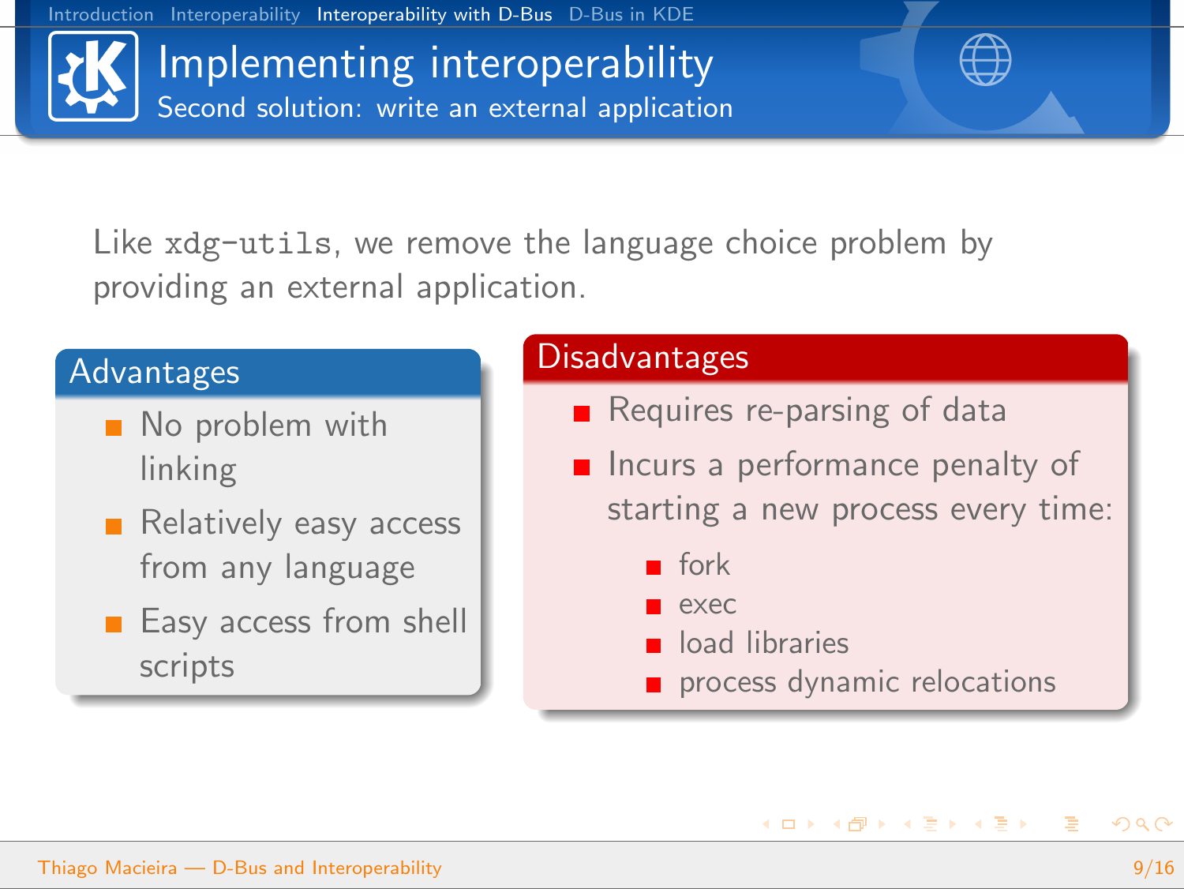# Implementing interoperability

## Second solution: write an external application

Like `xdg-utils`, we remove the language choice problem by providing an external application.

### Advantages

- No problem with linking
- Relatively easy access from any language
- Easy access from shell scripts

### Disadvantages

- Requires re-parsing of data
- Incurs a performance penalty of starting a new process every time:
  - fork
  - exec
  - load libraries
  - process dynamic relocations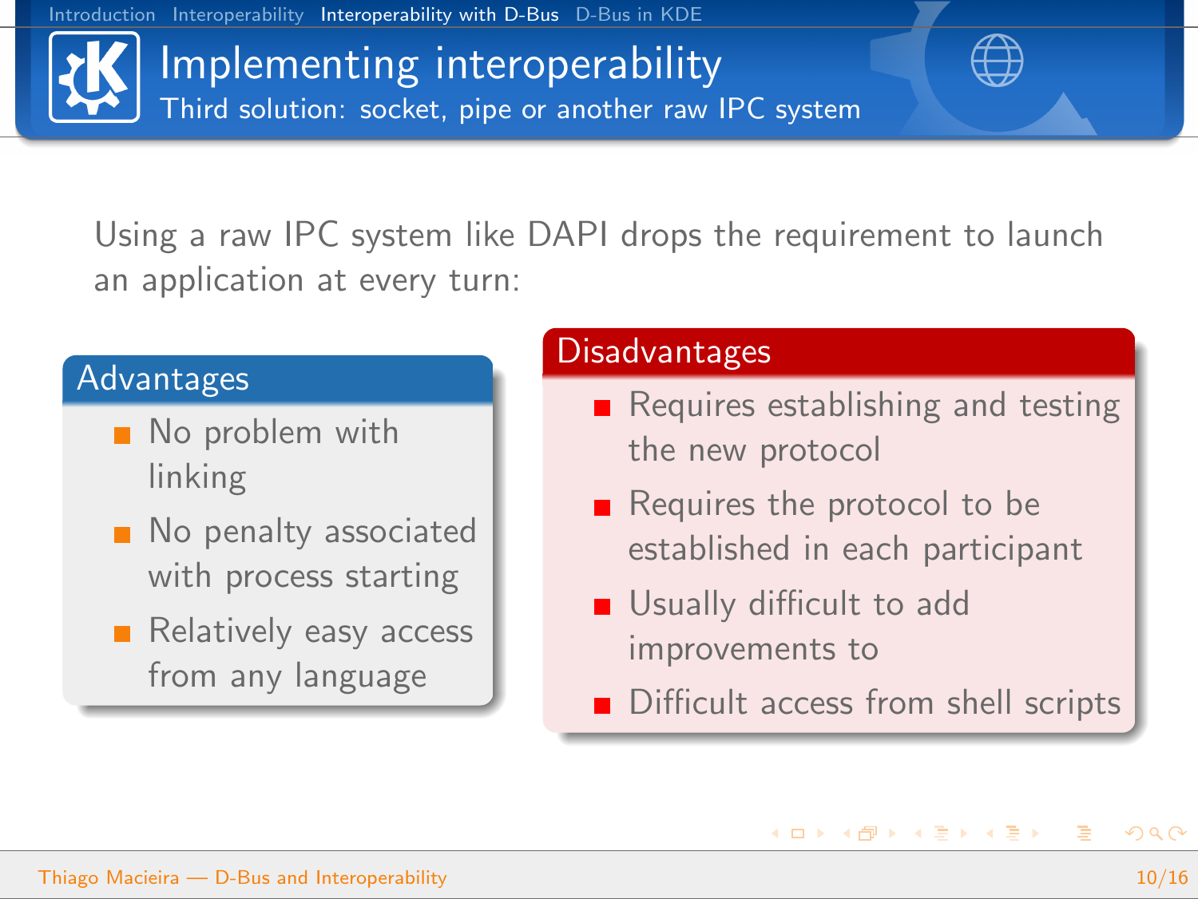## Implementing interoperability

### Third solution: socket, pipe or another raw IPC system

Using a raw IPC system like DAPI drops the requirement to launch an application at every turn:

**Advantages**

- No problem with linking
- No penalty associated with process starting
- Relatively easy access from any language

**Disadvantages**

- Requires establishing and testing the new protocol
- Requires the protocol to be established in each participant
- Usually difficult to add improvements to
- Difficult access from shell scripts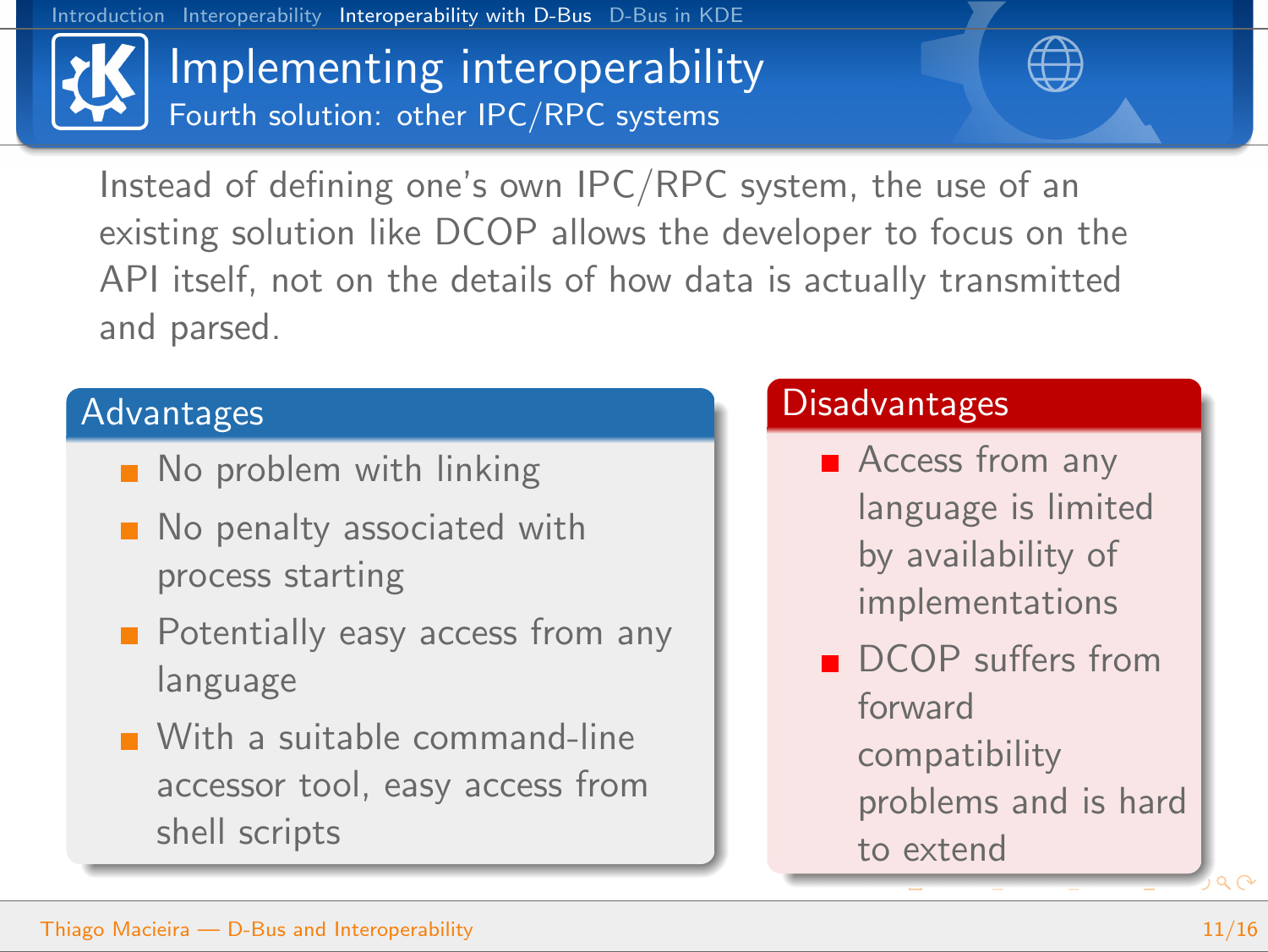# Implementing interoperability

## Fourth solution: other IPC/RPC systems

Instead of defining one's own IPC/RPC system, the use of an existing solution like DCOP allows the developer to focus on the API itself, not on the details of how data is actually transmitted and parsed.

### Advantages

- No problem with linking
- No penalty associated with process starting
- Potentially easy access from any language
- With a suitable command-line accessor tool, easy access from shell scripts

### Disadvantages

- Access from any language is limited by availability of implementations
- DCOP suffers from forward compatibility problems and is hard to extend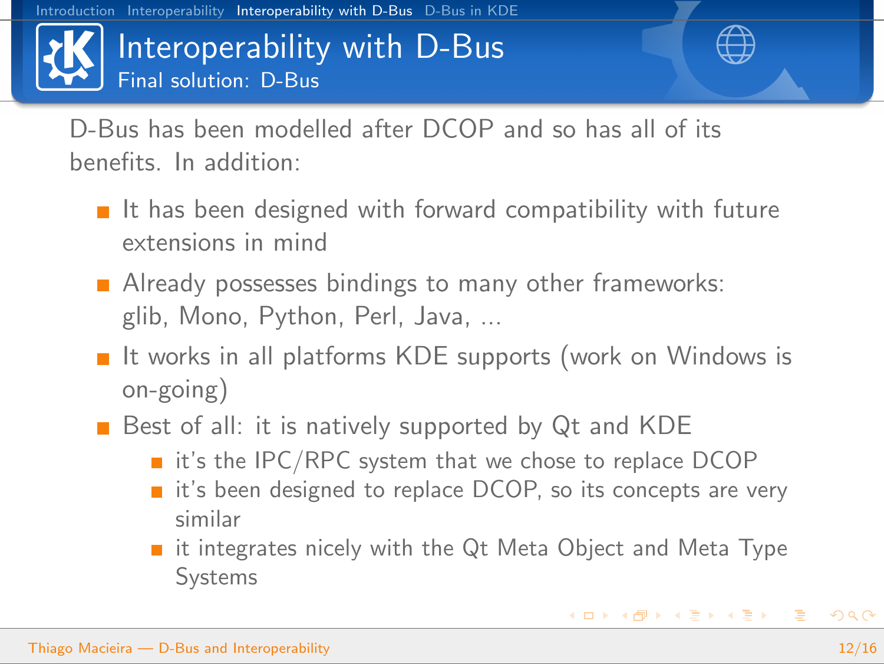# Interoperability with D-Bus

## Final solution: D-Bus

D-Bus has been modelled after DCOP and so has all of its benefits. In addition:

- It has been designed with forward compatibility with future extensions in mind
- Already possesses bindings to many other frameworks: glib, Mono, Python, Perl, Java, ...
- It works in all platforms KDE supports (work on Windows is on-going)
- Best of all: it is natively supported by Qt and KDE
  - it's the IPC/RPC system that we chose to replace DCOP
  - it's been designed to replace DCOP, so its concepts are very similar
  - it integrates nicely with the Qt Meta Object and Meta Type Systems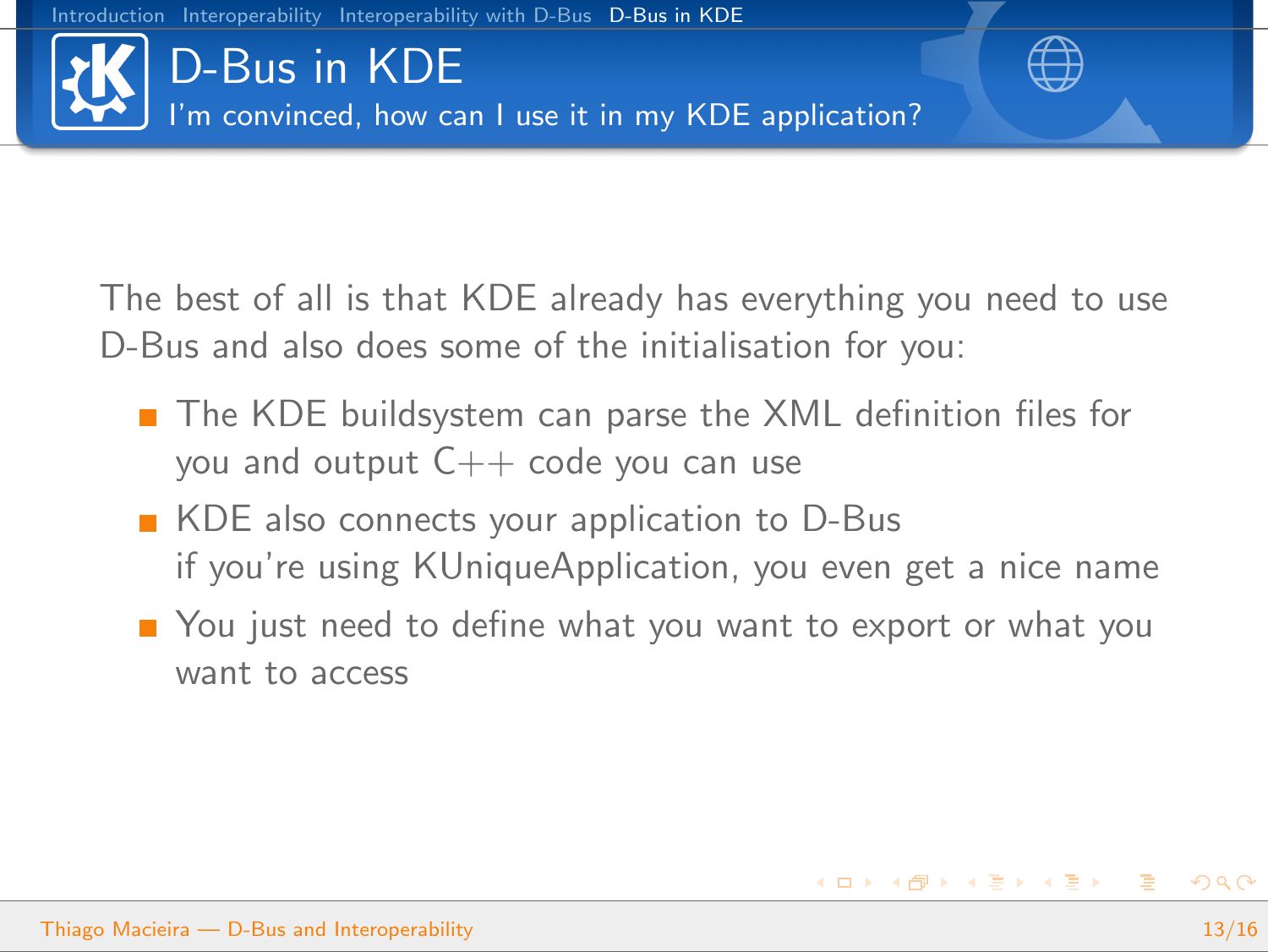# D-Bus in KDE

## I'm convinced, how can I use it in my KDE application?

The best of all is that KDE already has everything you need to use D-Bus and also does some of the initialisation for you:

- The KDE buildsystem can parse the XML definition files for you and output C++ code you can use
- KDE also connects your application to D-Bus
  if you're using KUniqueApplication, you even get a nice name
- You just need to define what you want to export or what you want to access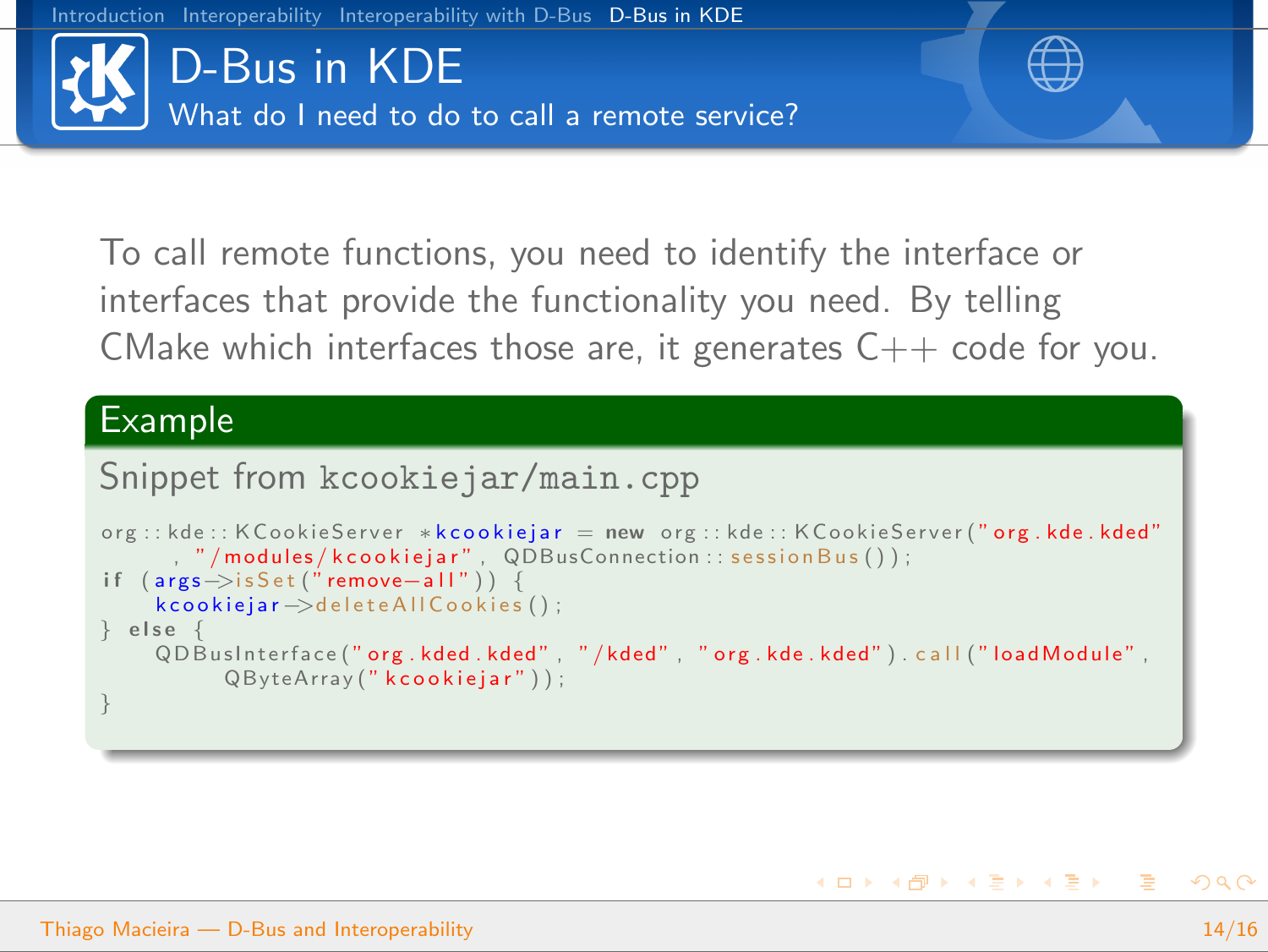# D-Bus in KDE

## What do I need to do to call a remote service?

To call remote functions, you need to identify the interface or interfaces that provide the functionality you need. By telling CMake which interfaces those are, it generates C++ code for you.

### Example

Snippet from `kcookiejar/main.cpp`

```
org::kde::KCookieServer *kcookiejar = new org::kde::KCookieServer("org.kde.kded"
    , "/modules/kcookiejar", QDBusConnection::sessionBus());
if (args->isSet("remove-all")) {
    kcookiejar->deleteAllCookies();
} else {
    QDBusInterface("org.kded.kded", "/kded", "org.kde.kded").call("loadModule",
        QByteArray("kcookiejar"));
}
```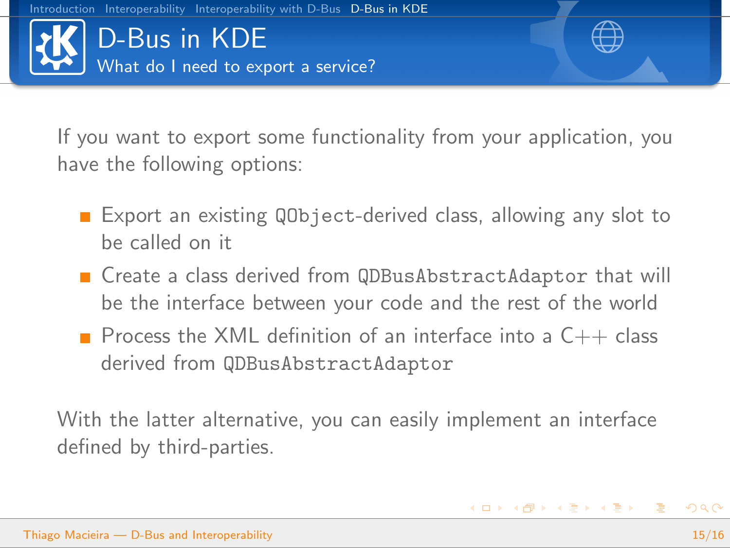# D-Bus in KDE

## What do I need to export a service?

If you want to export some functionality from your application, you have the following options:

- Export an existing `QObject`-derived class, allowing any slot to be called on it
- Create a class derived from `QDBusAbstractAdaptor` that will be the interface between your code and the rest of the world
- Process the XML definition of an interface into a C++ class derived from `QDBusAbstractAdaptor`

With the latter alternative, you can easily implement an interface defined by third-parties.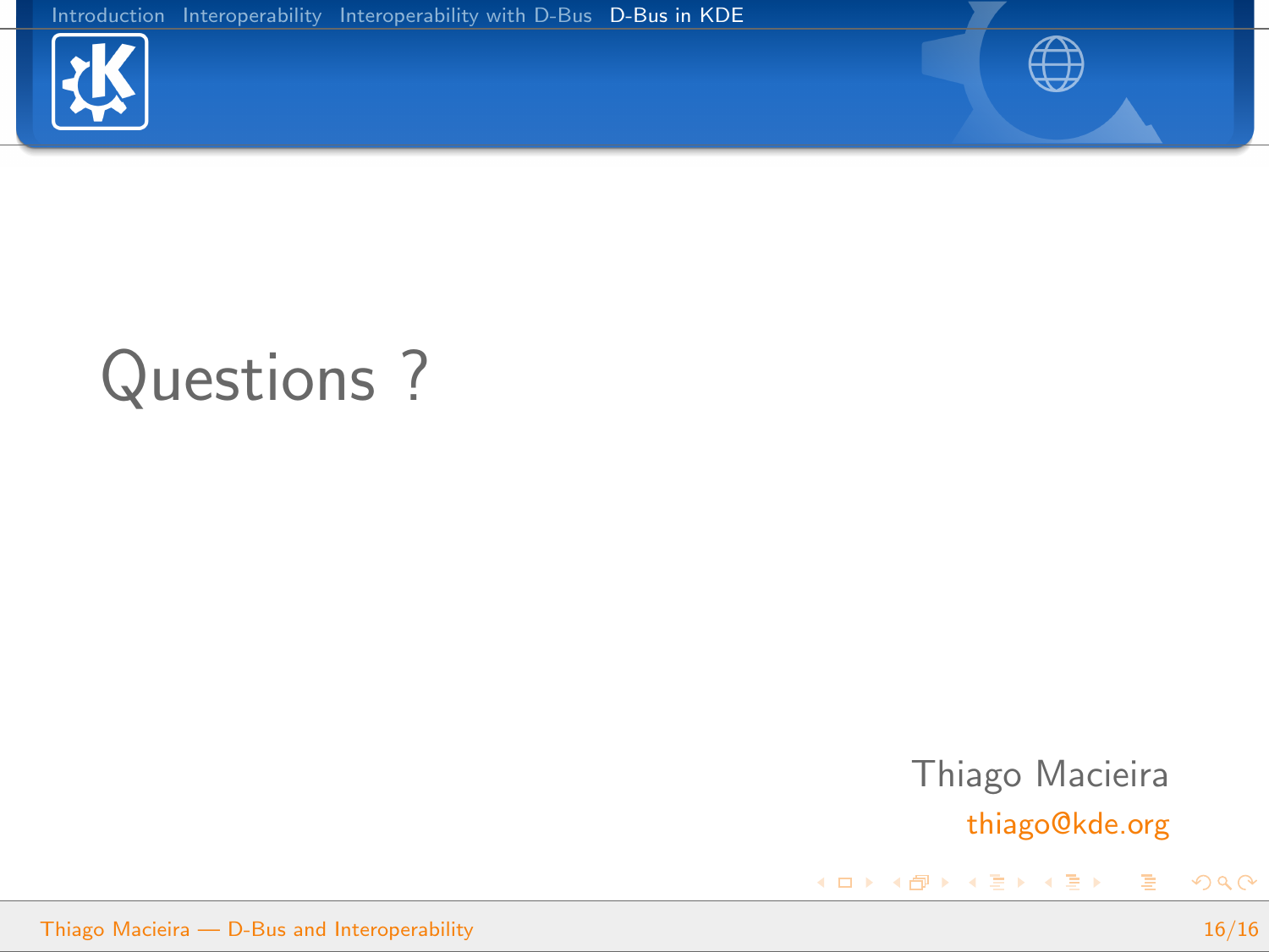# Questions ?

Thiago Macieira

thiago@kde.org